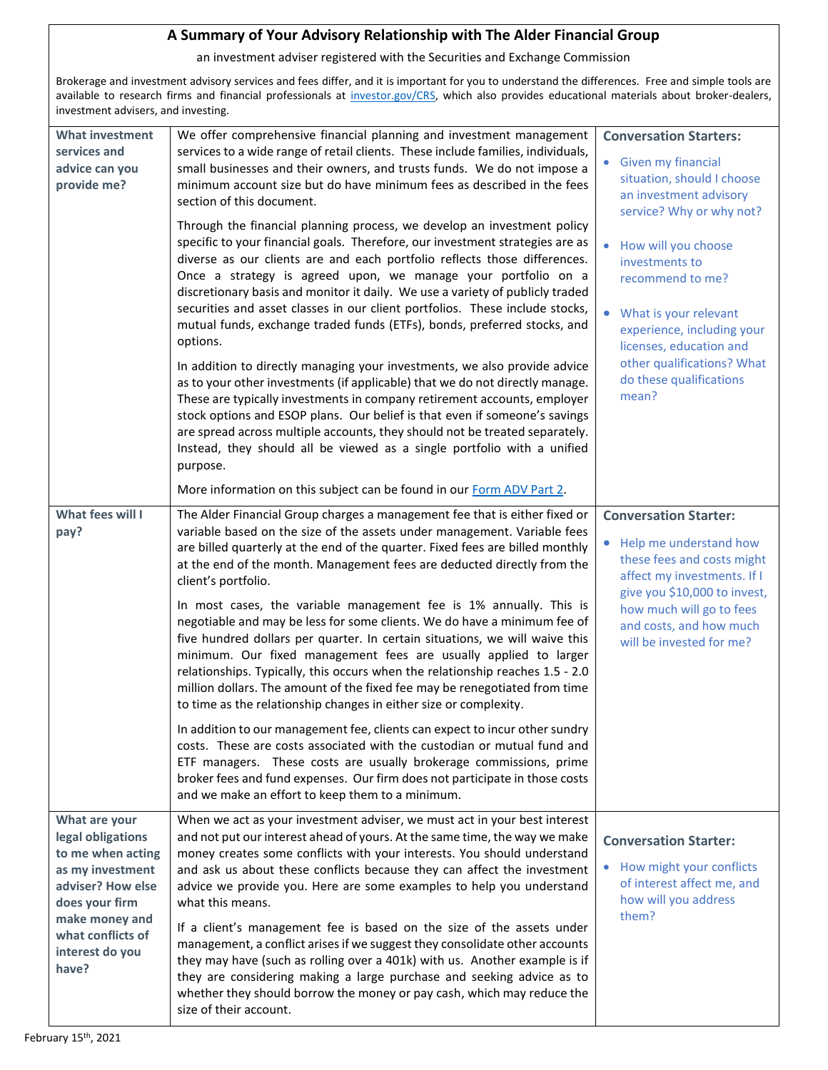# A Summary of Your Advisory Relationship with The Alder Financial Group

an investment adviser registered with the Securities and Exchange Commission

Brokerage and investment advisory services and fees differ, and it is important for you to understand the differences. Free and simple tools are available to research firms and financial professionals at [investor.gov/CRS](investor.gov/CRS), which also provides educational materials about broker-dealers, investment advisers, and investing.

## What investment services and advice can you provide me?

We offer comprehensive financial planning and investment management services to a wide range of retail clients. These include families, individuals, small businesses and their owners, and trusts funds. We do not impose a minimum account size but do have minimum fees as described in the fees section of this document.

Through the financial planning process, we develop an investment policy specific to your financial goals. Therefore, our investment strategies are as diverse as our clients are and each portfolio reflects those differences. Once a strategy is agreed upon, we manage your portfolio on a discretionary basis and monitor it daily. We use a variety of publicly traded securities and asset classes in our client portfolios. These include stocks, mutual funds, exchange traded funds (ETFs), bonds, preferred stocks, and options.

In addition to directly managing your investments, we also provide advice as to your other investments (if applicable) that we do not directly manage. These are typically investments in company retirement accounts, employer stock options and ESOP plans. Our belief is that even if someone's savings are spread across multiple accounts, they should not be treated separately. Instead, they should all be viewed as a single portfolio with a unified purpose.

More information on this subject can be found in our Form ADV Part 2.

**Conversation Starters:**

- Given my financial situation, should I choose an investment advisory service? Why or why not?
- How will you choose investments to recommend to me?
- What is your relevant experience, including your licenses, education and other qualifications? What do these qualifications mean?

## What fees will I pay?

The Alder Financial Group charges a management fee that is either fixed or variable based on the size of the assets under management. Variable fees are billed quarterly at the end of the quarter. Fixed fees are billed monthly at the end of the month. Management fees are deducted directly from the client's portfolio.

In most cases, the variable management fee is 1% annually. This is negotiable and may be less for some clients. We do have a minimum fee of five hundred dollars per quarter. In certain situations, we will waive this minimum. Our fixed management fees are usually applied to larger relationships. Typically, this occurs when the relationship reaches 1.5 - 2.0 million dollars. The amount of the fixed fee may be renegotiated from time to time as the relationship changes in either size or complexity.

In addition to our management fee, clients can expect to incur other sundry costs. These are costs associated with the custodian or mutual fund and ETF managers. These costs are usually brokerage commissions, prime broker fees and fund expenses. Our firm does not participate in those costs and we make an effort to keep them to a minimum.

**Conversation Starter:**

- Help me understand how these fees and costs might affect my investments. If I give you $10,000 to invest, how much will go to fees and costs, and how much will be invested for me?

## What are your legal obligations to me when acting as my investment adviser? How else does your firm make money and what conflicts of interest do you have?

When we act as your investment adviser, we must act in your best interest and not put our interest ahead of yours. At the same time, the way we make money creates some conflicts with your interests. You should understand and ask us about these conflicts because they can affect the investment advice we provide you. Here are some examples to help you understand what this means.

If a client's management fee is based on the size of the assets under management, a conflict arises if we suggest they consolidate other accounts they may have (such as rolling over a 401k) with us. Another example is if they are considering making a large purchase and seeking advice as to whether they should borrow the money or pay cash, which may reduce the size of their account.

**Conversation Starter:**

- How might your conflicts of interest affect me, and how will you address them?

February 15th, 2021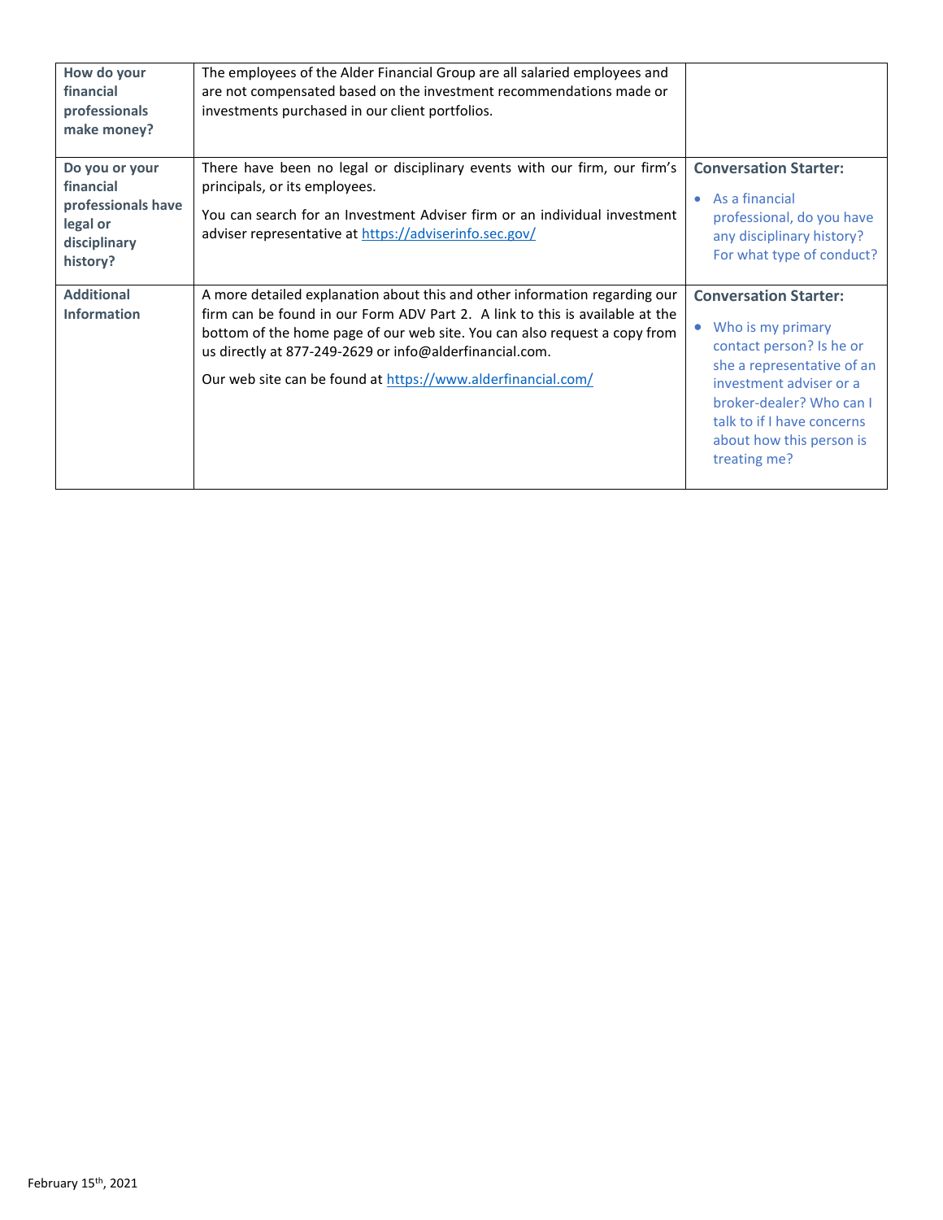| | | |
|---|---|---|
| **How do your financial professionals make money?** | The employees of the Alder Financial Group are all salaried employees and are not compensated based on the investment recommendations made or investments purchased in our client portfolios. | |
| **Do you or your financial professionals have legal or disciplinary history?** | There have been no legal or disciplinary events with our firm, our firm's principals, or its employees.<br><br>You can search for an Investment Adviser firm or an individual investment adviser representative at https://adviserinfo.sec.gov/ | **Conversation Starter:**<br><br>• As a financial professional, do you have any disciplinary history? For what type of conduct? |
| **Additional Information** | A more detailed explanation about this and other information regarding our firm can be found in our Form ADV Part 2. A link to this is available at the bottom of the home page of our web site. You can also request a copy from us directly at 877-249-2629 or info@alderfinancial.com.<br><br>Our web site can be found at https://www.alderfinancial.com/ | **Conversation Starter:**<br><br>• Who is my primary contact person? Is he or she a representative of an investment adviser or a broker-dealer? Who can I talk to if I have concerns about how this person is treating me? |

February 15th, 2021